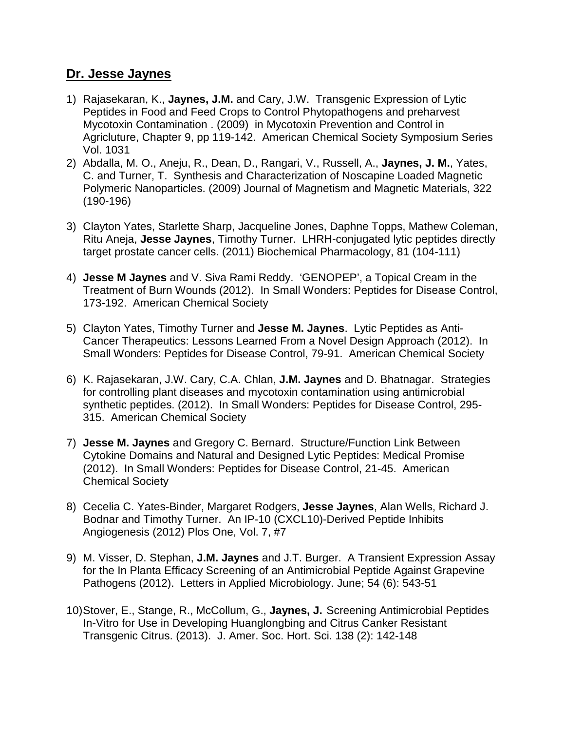## **Dr. Jesse Jaynes**

1) Rajasekaran, K., **Jaynes, J.M.** and Cary, J.W. Transgenic Expression of Lytic Peptides in Food and Feed Crops to Control Phytopathogens and preharvest Mycotoxin Contamination . (2009) in Mycotoxin Prevention and Control in Agricluture, Chapter 9, pp 119-142. American Chemical Society Symposium Series Vol. 1031
2) Abdalla, M. O., Aneju, R., Dean, D., Rangari, V., Russell, A., **Jaynes, J. M.**, Yates, C. and Turner, T. Synthesis and Characterization of Noscapine Loaded Magnetic Polymeric Nanoparticles. (2009) Journal of Magnetism and Magnetic Materials, 322 (190-196)
3) Clayton Yates, Starlette Sharp, Jacqueline Jones, Daphne Topps, Mathew Coleman, Ritu Aneja, **Jesse Jaynes**, Timothy Turner. LHRH-conjugated lytic peptides directly target prostate cancer cells. (2011) Biochemical Pharmacology, 81 (104-111)
4) **Jesse M Jaynes** and V. Siva Rami Reddy. 'GENOPEP', a Topical Cream in the Treatment of Burn Wounds (2012). In Small Wonders: Peptides for Disease Control, 173-192. American Chemical Society
5) Clayton Yates, Timothy Turner and **Jesse M. Jaynes**. Lytic Peptides as Anti-Cancer Therapeutics: Lessons Learned From a Novel Design Approach (2012). In Small Wonders: Peptides for Disease Control, 79-91. American Chemical Society
6) K. Rajasekaran, J.W. Cary, C.A. Chlan, **J.M. Jaynes** and D. Bhatnagar. Strategies for controlling plant diseases and mycotoxin contamination using antimicrobial synthetic peptides. (2012). In Small Wonders: Peptides for Disease Control, 295-315. American Chemical Society
7) **Jesse M. Jaynes** and Gregory C. Bernard. Structure/Function Link Between Cytokine Domains and Natural and Designed Lytic Peptides: Medical Promise (2012). In Small Wonders: Peptides for Disease Control, 21-45. American Chemical Society
8) Cecelia C. Yates-Binder, Margaret Rodgers, **Jesse Jaynes**, Alan Wells, Richard J. Bodnar and Timothy Turner. An IP-10 (CXCL10)-Derived Peptide Inhibits Angiogenesis (2012) Plos One, Vol. 7, #7
9) M. Visser, D. Stephan, **J.M. Jaynes** and J.T. Burger. A Transient Expression Assay for the In Planta Efficacy Screening of an Antimicrobial Peptide Against Grapevine Pathogens (2012). Letters in Applied Microbiology. June; 54 (6): 543-51
10) Stover, E., Stange, R., McCollum, G., **Jaynes, J.** Screening Antimicrobial Peptides In-Vitro for Use in Developing Huanglongbing and Citrus Canker Resistant Transgenic Citrus. (2013). J. Amer. Soc. Hort. Sci. 138 (2): 142-148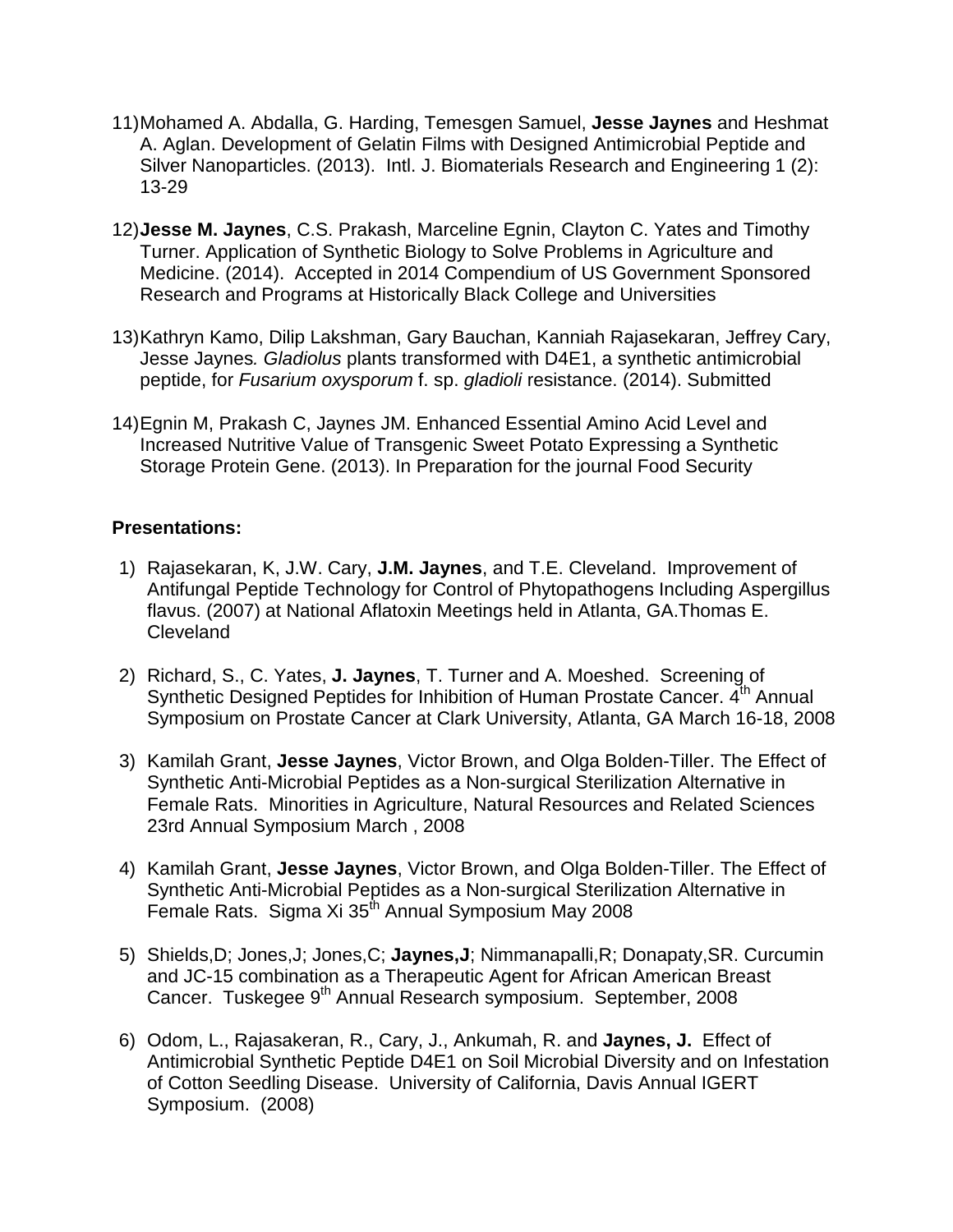11) Mohamed A. Abdalla, G. Harding, Temesgen Samuel, **Jesse Jaynes** and Heshmat A. Aglan. Development of Gelatin Films with Designed Antimicrobial Peptide and Silver Nanoparticles. (2013). Intl. J. Biomaterials Research and Engineering 1 (2): 13-29

12) **Jesse M. Jaynes**, C.S. Prakash, Marceline Egnin, Clayton C. Yates and Timothy Turner. Application of Synthetic Biology to Solve Problems in Agriculture and Medicine. (2014). Accepted in 2014 Compendium of US Government Sponsored Research and Programs at Historically Black College and Universities

13) Kathryn Kamo, Dilip Lakshman, Gary Bauchan, Kanniah Rajasekaran, Jeffrey Cary, Jesse Jaynes. *Gladiolus* plants transformed with D4E1, a synthetic antimicrobial peptide, for *Fusarium oxysporum* f. sp. *gladioli* resistance. (2014). Submitted

14) Egnin M, Prakash C, Jaynes JM. Enhanced Essential Amino Acid Level and Increased Nutritive Value of Transgenic Sweet Potato Expressing a Synthetic Storage Protein Gene. (2013). In Preparation for the journal Food Security

**Presentations:**

1) Rajasekaran, K, J.W. Cary, **J.M. Jaynes**, and T.E. Cleveland. Improvement of Antifungal Peptide Technology for Control of Phytopathogens Including Aspergillus flavus. (2007) at National Aflatoxin Meetings held in Atlanta, GA.Thomas E. Cleveland

2) Richard, S., C. Yates, **J. Jaynes**, T. Turner and A. Moeshed. Screening of Synthetic Designed Peptides for Inhibition of Human Prostate Cancer. 4th Annual Symposium on Prostate Cancer at Clark University, Atlanta, GA March 16-18, 2008

3) Kamilah Grant, **Jesse Jaynes**, Victor Brown, and Olga Bolden-Tiller. The Effect of Synthetic Anti-Microbial Peptides as a Non-surgical Sterilization Alternative in Female Rats. Minorities in Agriculture, Natural Resources and Related Sciences 23rd Annual Symposium March , 2008

4) Kamilah Grant, **Jesse Jaynes**, Victor Brown, and Olga Bolden-Tiller. The Effect of Synthetic Anti-Microbial Peptides as a Non-surgical Sterilization Alternative in Female Rats. Sigma Xi 35th Annual Symposium May 2008

5) Shields,D; Jones,J; Jones,C; **Jaynes,J**; Nimmanapalli,R; Donapaty,SR. Curcumin and JC-15 combination as a Therapeutic Agent for African American Breast Cancer. Tuskegee 9th Annual Research symposium. September, 2008

6) Odom, L., Rajasakeran, R., Cary, J., Ankumah, R. and **Jaynes, J.** Effect of Antimicrobial Synthetic Peptide D4E1 on Soil Microbial Diversity and on Infestation of Cotton Seedling Disease. University of California, Davis Annual IGERT Symposium. (2008)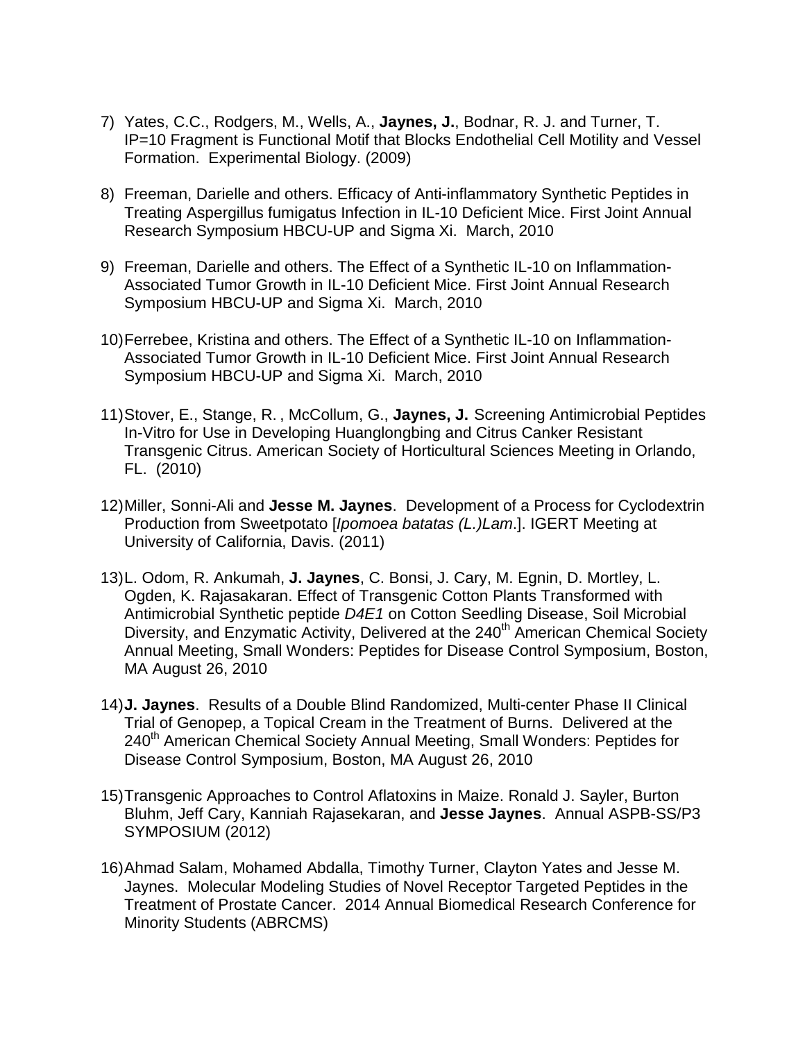7) Yates, C.C., Rodgers, M., Wells, A., **Jaynes, J.**, Bodnar, R. J. and Turner, T. IP=10 Fragment is Functional Motif that Blocks Endothelial Cell Motility and Vessel Formation. Experimental Biology. (2009)

8) Freeman, Darielle and others. Efficacy of Anti-inflammatory Synthetic Peptides in Treating Aspergillus fumigatus Infection in IL-10 Deficient Mice. First Joint Annual Research Symposium HBCU-UP and Sigma Xi. March, 2010

9) Freeman, Darielle and others. The Effect of a Synthetic IL-10 on Inflammation-Associated Tumor Growth in IL-10 Deficient Mice. First Joint Annual Research Symposium HBCU-UP and Sigma Xi. March, 2010

10) Ferrebee, Kristina and others. The Effect of a Synthetic IL-10 on Inflammation-Associated Tumor Growth in IL-10 Deficient Mice. First Joint Annual Research Symposium HBCU-UP and Sigma Xi. March, 2010

11) Stover, E., Stange, R. , McCollum, G., **Jaynes, J.** Screening Antimicrobial Peptides In-Vitro for Use in Developing Huanglongbing and Citrus Canker Resistant Transgenic Citrus. American Society of Horticultural Sciences Meeting in Orlando, FL. (2010)

12) Miller, Sonni-Ali and **Jesse M. Jaynes**. Development of a Process for Cyclodextrin Production from Sweetpotato [*Ipomoea batatas (L.)Lam*.]. IGERT Meeting at University of California, Davis. (2011)

13) L. Odom, R. Ankumah, **J. Jaynes**, C. Bonsi, J. Cary, M. Egnin, D. Mortley, L. Ogden, K. Rajasakaran. Effect of Transgenic Cotton Plants Transformed with Antimicrobial Synthetic peptide *D4E1* on Cotton Seedling Disease, Soil Microbial Diversity, and Enzymatic Activity, Delivered at the 240th American Chemical Society Annual Meeting, Small Wonders: Peptides for Disease Control Symposium, Boston, MA August 26, 2010

14) **J. Jaynes**. Results of a Double Blind Randomized, Multi-center Phase II Clinical Trial of Genopep, a Topical Cream in the Treatment of Burns. Delivered at the 240th American Chemical Society Annual Meeting, Small Wonders: Peptides for Disease Control Symposium, Boston, MA August 26, 2010

15) Transgenic Approaches to Control Aflatoxins in Maize. Ronald J. Sayler, Burton Bluhm, Jeff Cary, Kanniah Rajasekaran, and **Jesse Jaynes**. Annual ASPB-SS/P3 SYMPOSIUM (2012)

16) Ahmad Salam, Mohamed Abdalla, Timothy Turner, Clayton Yates and Jesse M. Jaynes. Molecular Modeling Studies of Novel Receptor Targeted Peptides in the Treatment of Prostate Cancer. 2014 Annual Biomedical Research Conference for Minority Students (ABRCMS)